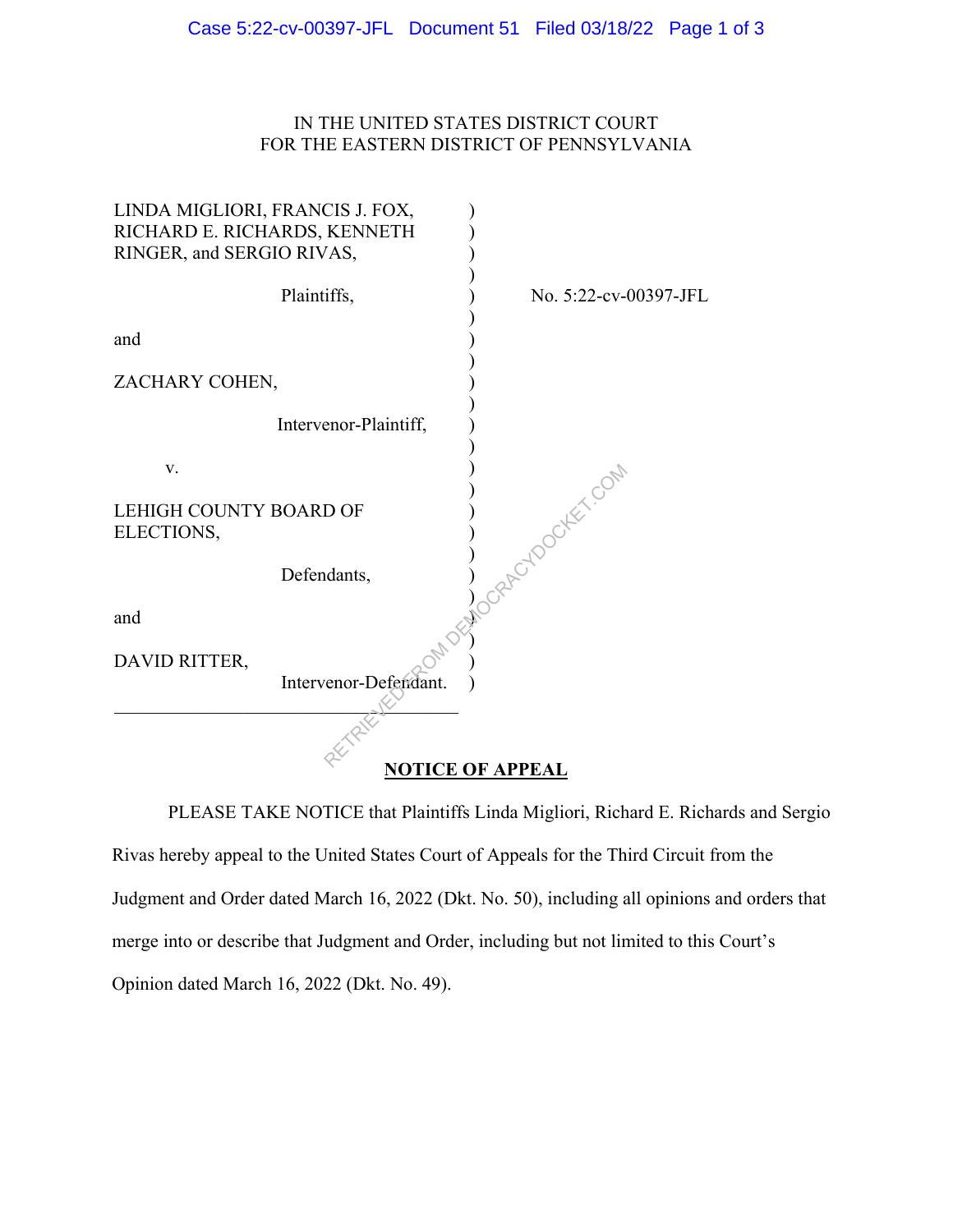IN THE UNITED STATES DISTRICT COURT
FOR THE EASTERN DISTRICT OF PENNSYLVANIA

LINDA MIGLIORI, FRANCIS J. FOX, RICHARD E. RICHARDS, KENNETH RINGER, and SERGIO RIVAS,

Plaintiffs,

and

ZACHARY COHEN,

Intervenor-Plaintiff,

v.

LEHIGH COUNTY BOARD OF ELECTIONS,

Defendants,

and

DAVID RITTER,

Intervenor-Defendant.

No. 5:22-cv-00397-JFL

**NOTICE OF APPEAL**

PLEASE TAKE NOTICE that Plaintiffs Linda Migliori, Richard E. Richards and Sergio Rivas hereby appeal to the United States Court of Appeals for the Third Circuit from the Judgment and Order dated March 16, 2022 (Dkt. No. 50), including all opinions and orders that merge into or describe that Judgment and Order, including but not limited to this Court's Opinion dated March 16, 2022 (Dkt. No. 49).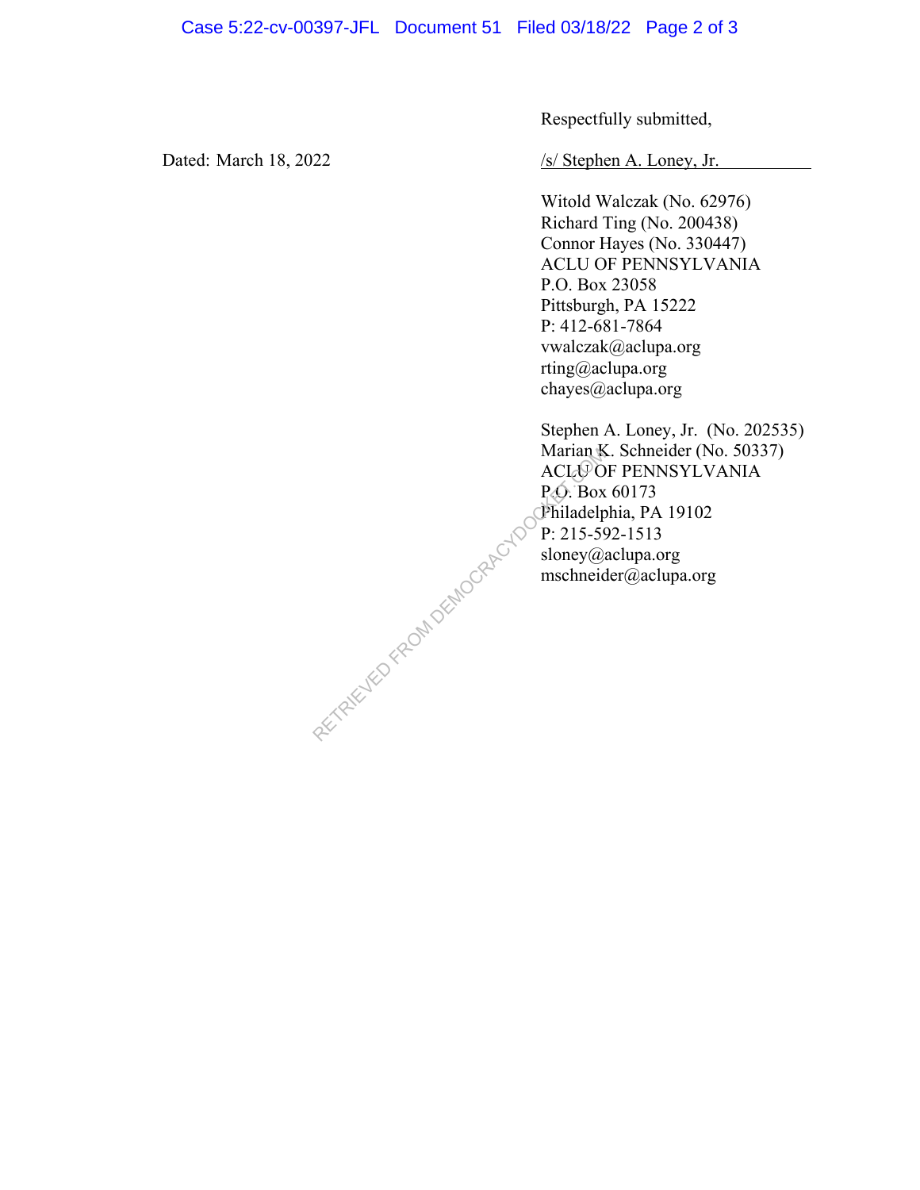Respectfully submitted,

Dated: March 18, 2022

/s/ Stephen A. Loney, Jr.

Witold Walczak (No. 62976)
Richard Ting (No. 200438)
Connor Hayes (No. 330447)
ACLU OF PENNSYLVANIA
P.O. Box 23058
Pittsburgh, PA 15222
P: 412-681-7864
vwalczak@aclupa.org
rting@aclupa.org
chayes@aclupa.org

Stephen A. Loney, Jr. (No. 202535)
Marian K. Schneider (No. 50337)
ACLU OF PENNSYLVANIA
P.O. Box 60173
Philadelphia, PA 19102
P: 215-592-1513
sloney@aclupa.org
mschneider@aclupa.org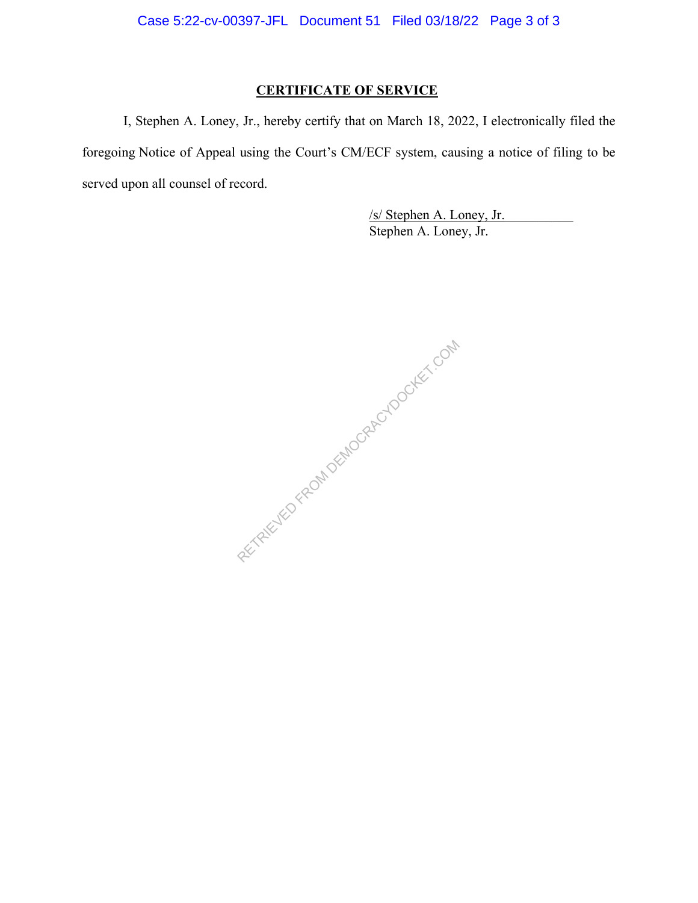## CERTIFICATE OF SERVICE

I, Stephen A. Loney, Jr., hereby certify that on March 18, 2022, I electronically filed the foregoing Notice of Appeal using the Court's CM/ECF system, causing a notice of filing to be served upon all counsel of record.

/s/ Stephen A. Loney, Jr.
Stephen A. Loney, Jr.